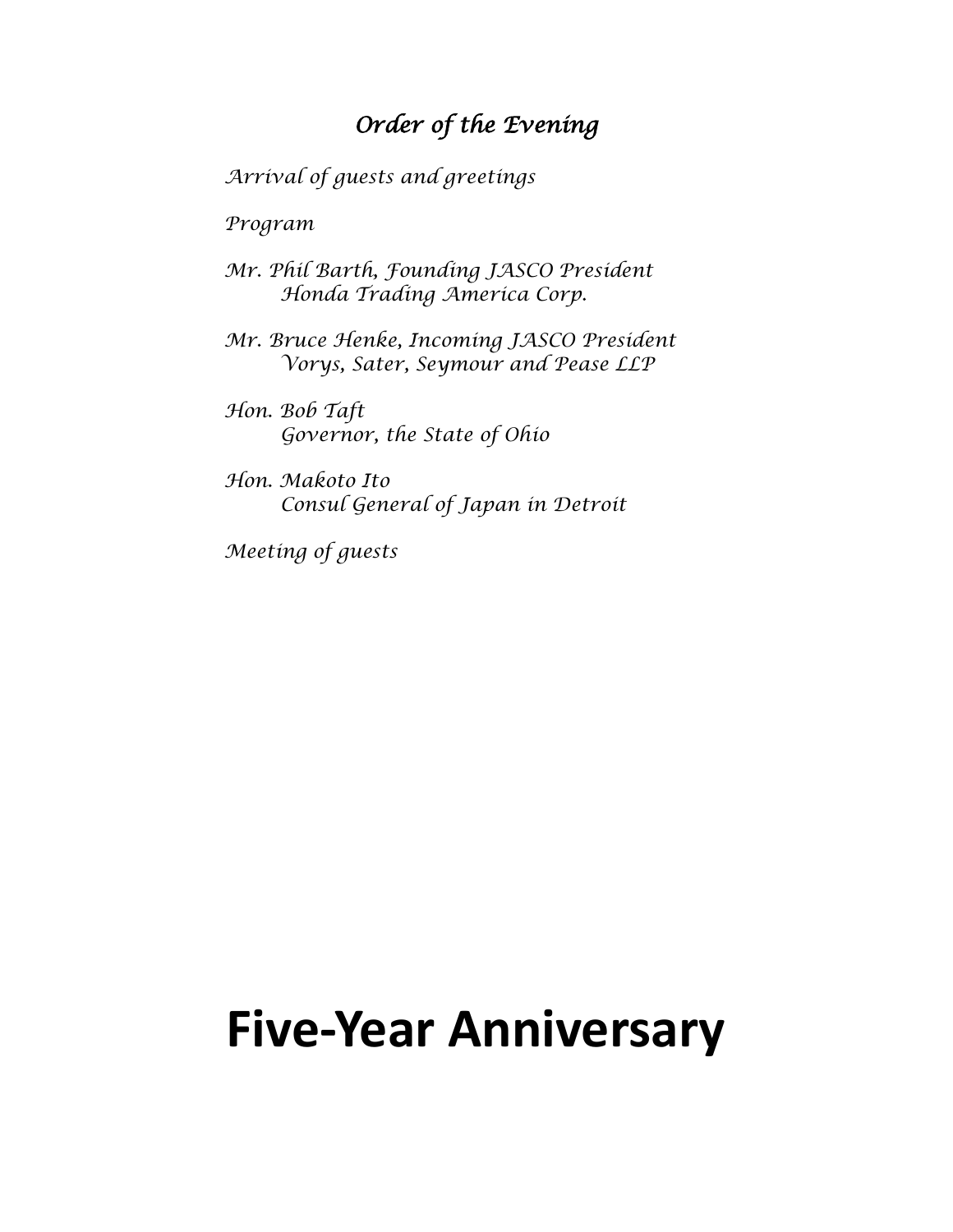## *Order of the Evening*

*Arrival of guests and greetings*

*Program*

*Mr. Phil Barth, Founding JASCO President*
*Honda Trading America Corp.*

*Mr. Bruce Henke, Incoming JASCO President*
*Vorys, Sater, Seymour and Pease LLP*

*Hon. Bob Taft*
*Governor, the State of Ohio*

*Hon. Makoto Ito*
*Consul General of Japan in Detroit*

*Meeting of guests*

# Five-Year Anniversary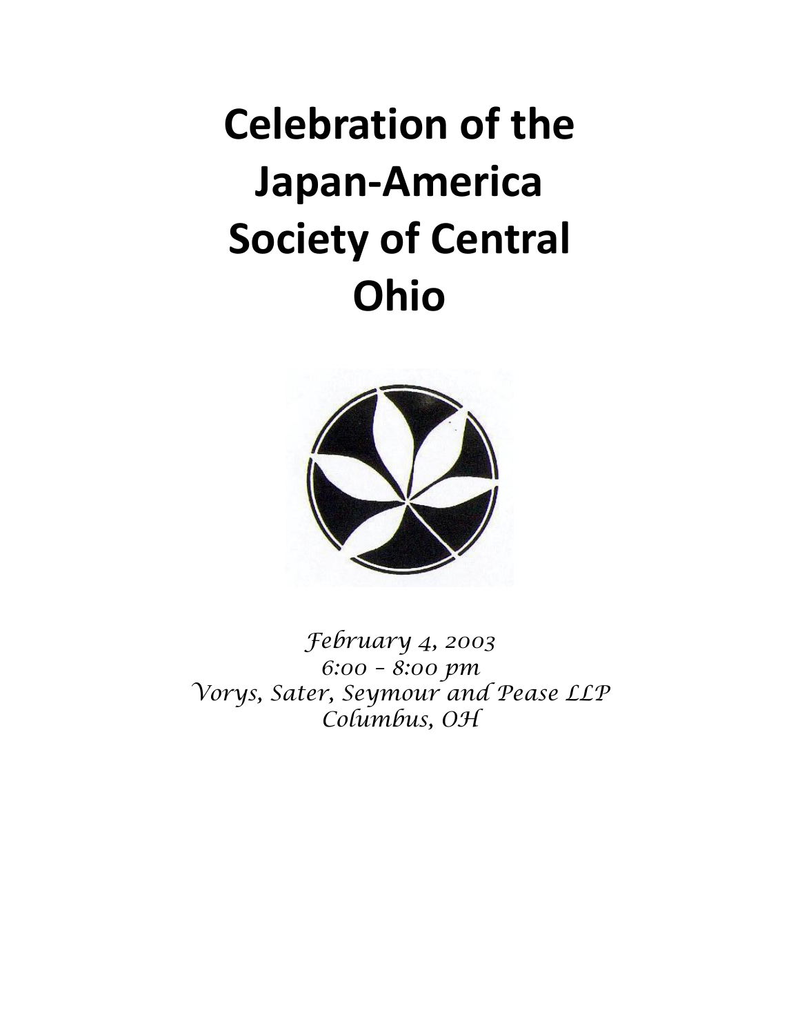# Celebration of the Japan-America Society of Central Ohio

*February 4, 2003*
*6:00 – 8:00 pm*
*Vorys, Sater, Seymour and Pease LLP*
*Columbus, OH*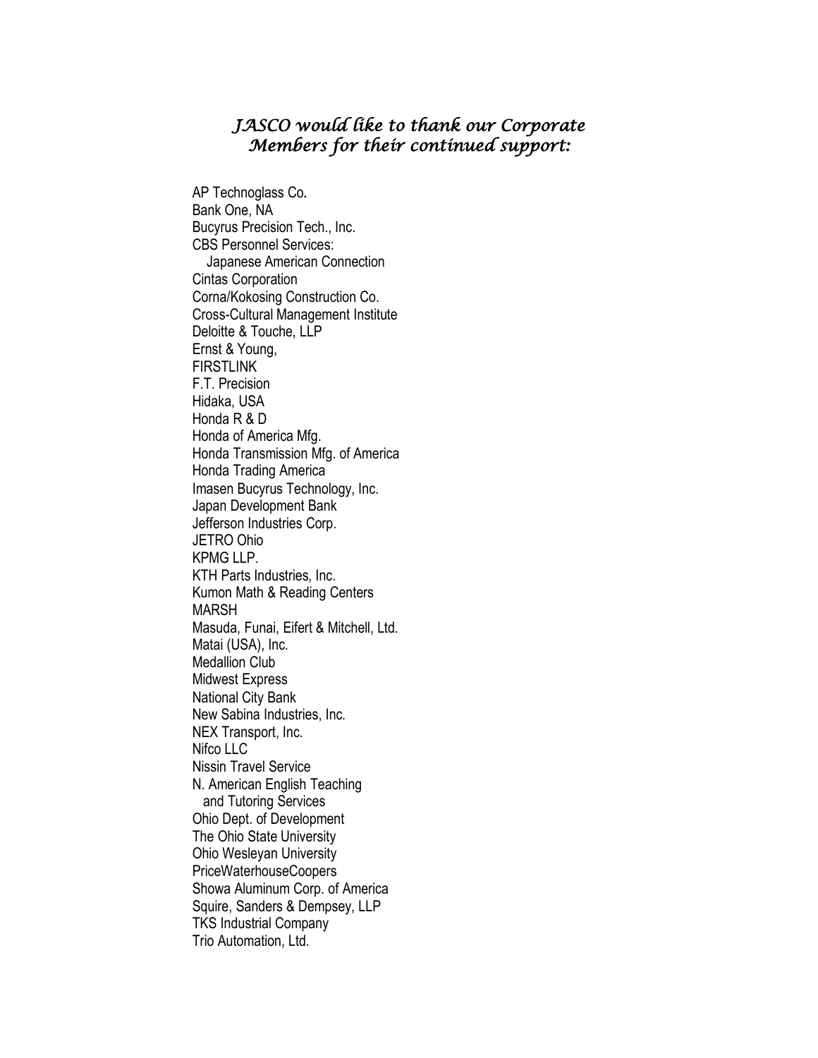*JASCO would like to thank our Corporate Members for their continued support:*

AP Technoglass Co.
Bank One, NA
Bucyrus Precision Tech., Inc.
CBS Personnel Services:
  Japanese American Connection
Cintas Corporation
Corna/Kokosing Construction Co.
Cross-Cultural Management Institute
Deloitte & Touche, LLP
Ernst & Young,
FIRSTLINK
F.T. Precision
Hidaka, USA
Honda R & D
Honda of America Mfg.
Honda Transmission Mfg. of America
Honda Trading America
Imasen Bucyrus Technology, Inc.
Japan Development Bank
Jefferson Industries Corp.
JETRO Ohio
KPMG LLP.
KTH Parts Industries, Inc.
Kumon Math & Reading Centers
MARSH
Masuda, Funai, Eifert & Mitchell, Ltd.
Matai (USA), Inc.
Medallion Club
Midwest Express
National City Bank
New Sabina Industries, Inc.
NEX Transport, Inc.
Nifco LLC
Nissin Travel Service
N. American English Teaching
  and Tutoring Services
Ohio Dept. of Development
The Ohio State University
Ohio Wesleyan University
PriceWaterhouseCoopers
Showa Aluminum Corp. of America
Squire, Sanders & Dempsey, LLP
TKS Industrial Company
Trio Automation, Ltd.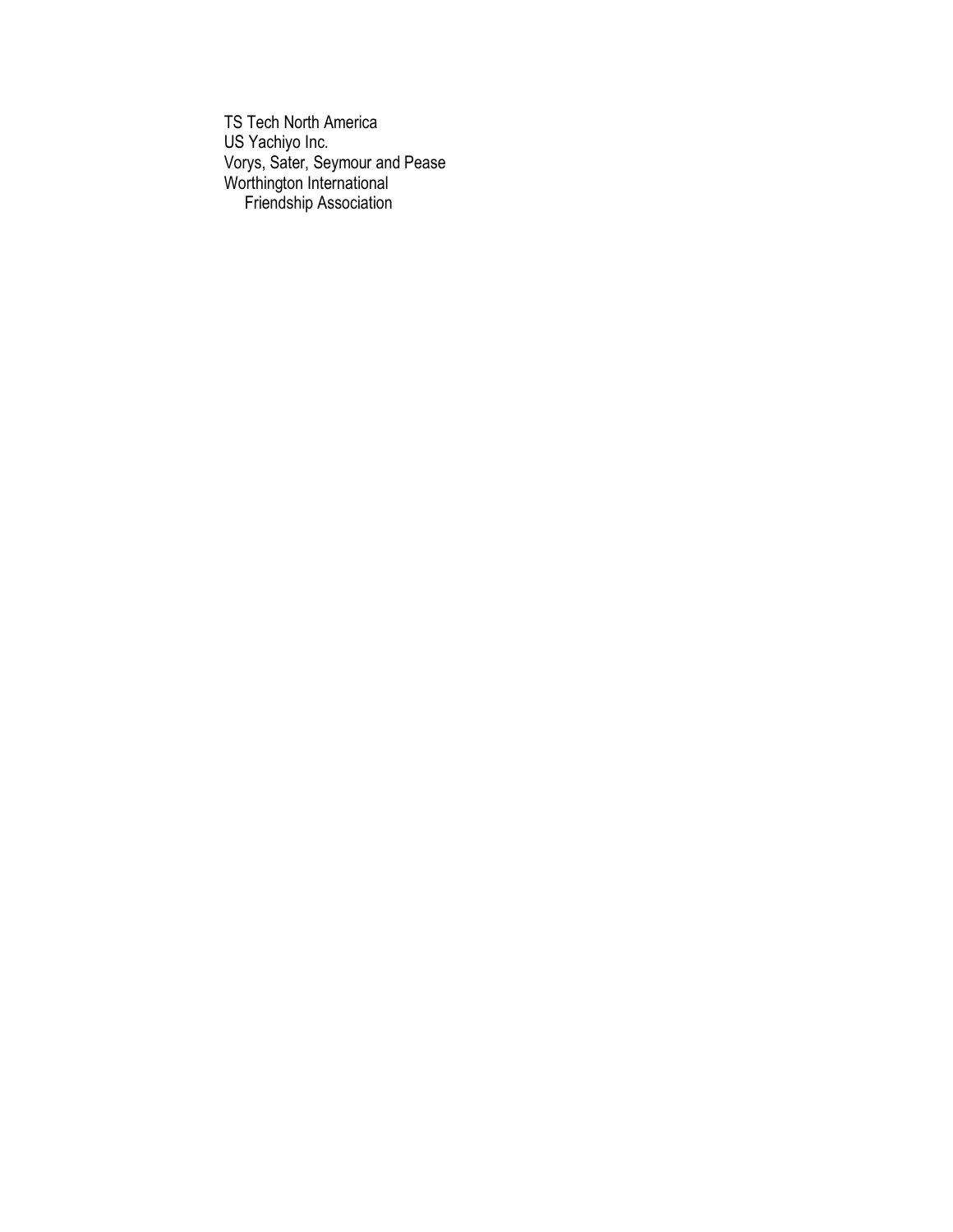TS Tech North America
US Yachiyo Inc.
Vorys, Sater, Seymour and Pease
Worthington International
Friendship Association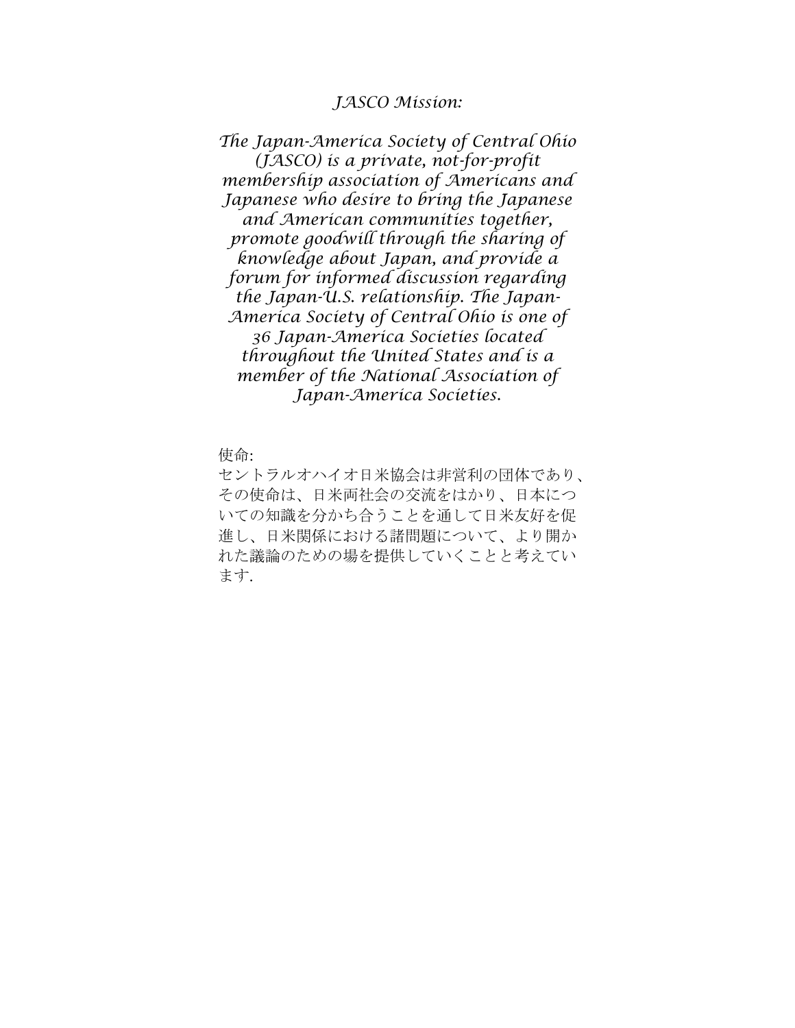*JASCO Mission:*

*The Japan-America Society of Central Ohio (JASCO) is a private, not-for-profit membership association of Americans and Japanese who desire to bring the Japanese and American communities together, promote goodwill through the sharing of knowledge about Japan, and provide a forum for informed discussion regarding the Japan-U.S. relationship. The Japan-America Society of Central Ohio is one of 36 Japan-America Societies located throughout the United States and is a member of the National Association of Japan-America Societies.*

使命:
セントラルオハイオ日米協会は非営利の団体であり、その使命は、日米両社会の交流をはかり、日本についての知識を分かち合うことを通して日米友好を促進し、日米関係における諸問題について、より開かれた議論のための場を提供していくことと考えています.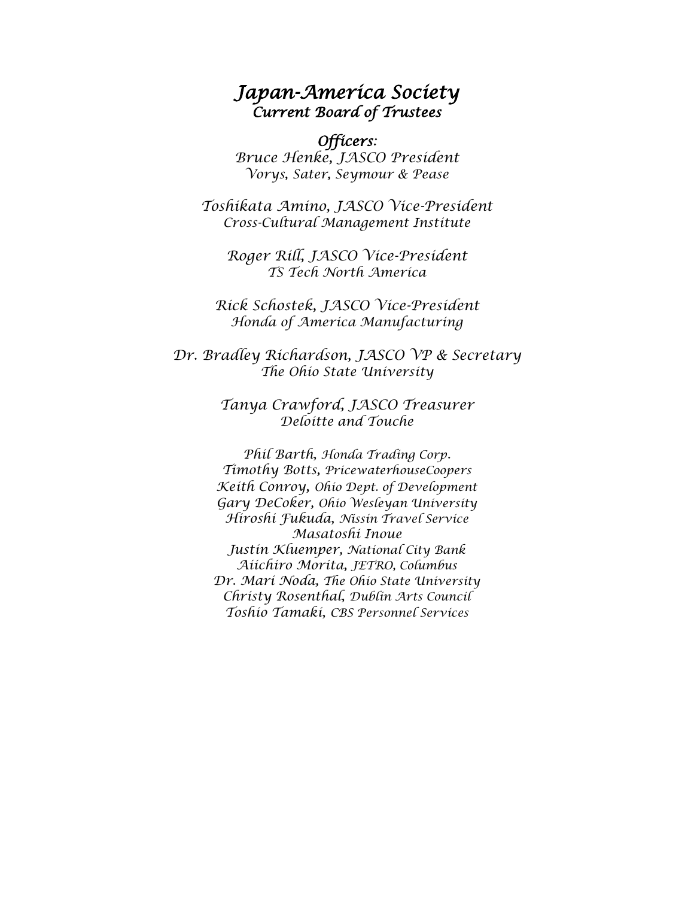# *Japan-America Society*
## *Current Board of Trustees*

### *Officers:*

*Bruce Henke, JASCO President*
*Vorys, Sater, Seymour & Pease*

*Toshikata Amino, JASCO Vice-President*
*Cross-Cultural Management Institute*

*Roger Rill, JASCO Vice-President*
*TS Tech North America*

*Rick Schostek, JASCO Vice-President*
*Honda of America Manufacturing*

*Dr. Bradley Richardson, JASCO VP & Secretary*
*The Ohio State University*

*Tanya Crawford, JASCO Treasurer*
*Deloitte and Touche*

*Phil Barth, Honda Trading Corp.*
*Timothy Botts, PricewaterhouseCoopers*
*Keith Conroy, Ohio Dept. of Development*
*Gary DeCoker, Ohio Wesleyan University*
*Hiroshi Fukuda, Nissin Travel Service*
*Masatoshi Inoue*
*Justin Kluemper, National City Bank*
*Aiichiro Morita, JETRO, Columbus*
*Dr. Mari Noda, The Ohio State University*
*Christy Rosenthal, Dublin Arts Council*
*Toshio Tamaki, CBS Personnel Services*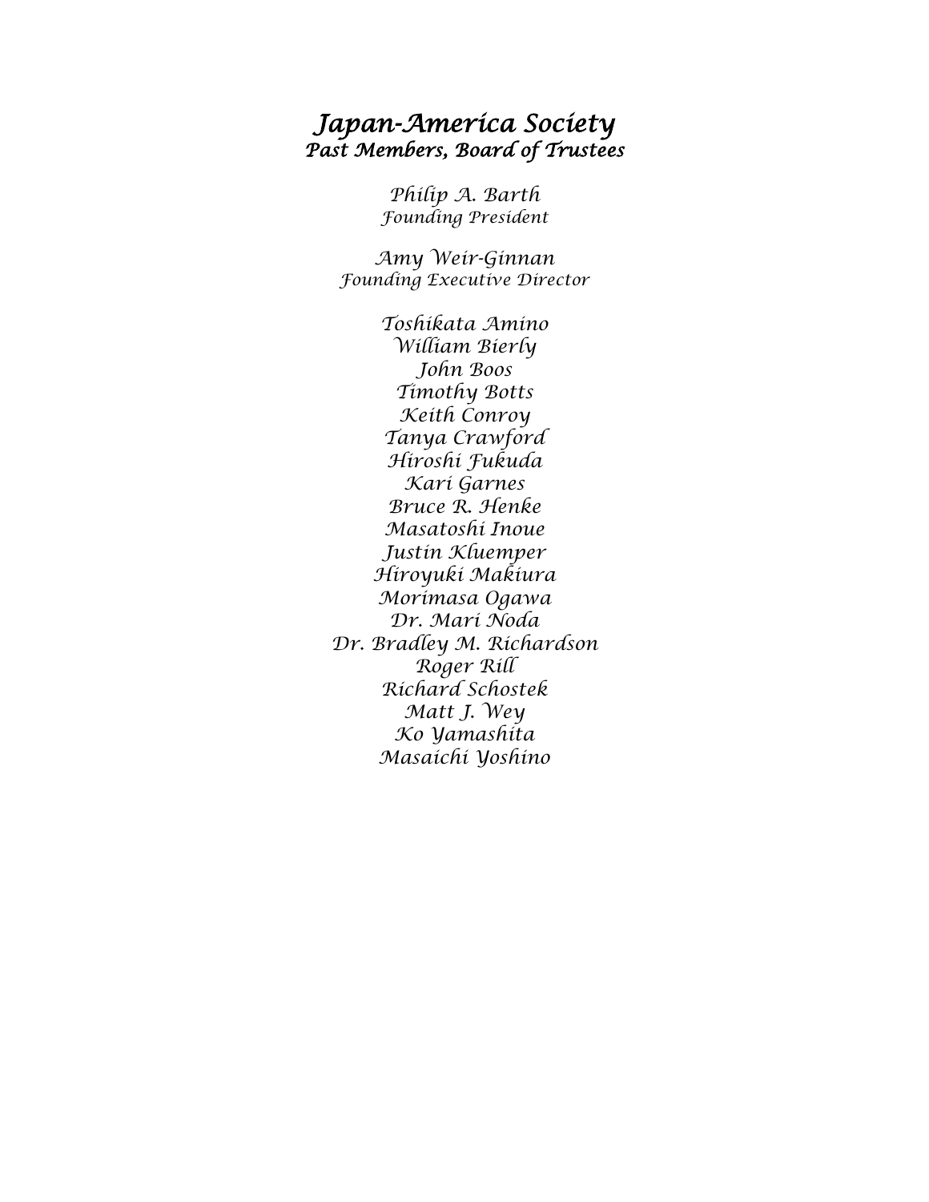# *Japan-America Society*
## *Past Members, Board of Trustees*

*Philip A. Barth*
*Founding President*

*Amy Weir-Ginnan*
*Founding Executive Director*

*Toshikata Amino*
*William Bierly*
*John Boos*
*Timothy Botts*
*Keith Conroy*
*Tanya Crawford*
*Hiroshi Fukuda*
*Kari Garnes*
*Bruce R. Henke*
*Masatoshi Inoue*
*Justin Kluemper*
*Hiroyuki Makiura*
*Morimasa Ogawa*
*Dr. Mari Noda*
*Dr. Bradley M. Richardson*
*Roger Rill*
*Richard Schostek*
*Matt J. Wey*
*Ko Yamashita*
*Masaichi Yoshino*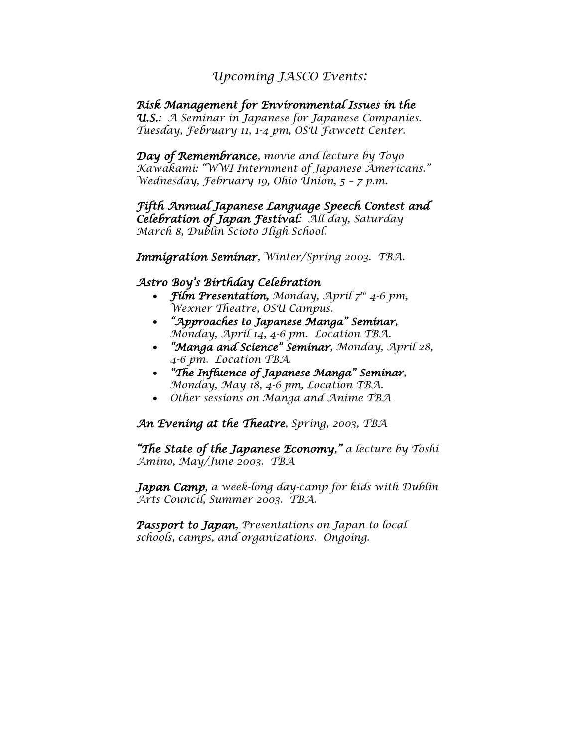## *Upcoming JASCO Events:*

***Risk Management for Environmental Issues in the U.S.**: A Seminar in Japanese for Japanese Companies. Tuesday, February 11, 1-4 pm, OSU Fawcett Center.*

***Day of Remembrance**, movie and lecture by Toyo Kawakami: "WWI Internment of Japanese Americans." Wednesday, February 19, Ohio Union, 5 – 7 p.m.*

***Fifth Annual Japanese Language Speech Contest and Celebration of Japan Festival**: All day, Saturday March 8, Dublin Scioto High School.*

***Immigration Seminar**, Winter/Spring 2003. TBA.*

***Astro Boy's Birthday Celebration***

- ***Film Presentation,** Monday, April 7th 4-6 pm, Wexner Theatre, OSU Campus.*
- ***"Approaches to Japanese Manga" Seminar**, Monday, April 14, 4-6 pm. Location TBA.*
- ***"Manga and Science" Seminar**, Monday, April 28, 4-6 pm. Location TBA.*
- ***"The Influence of Japanese Manga" Seminar**, Monday, May 18, 4-6 pm, Location TBA.*
- *Other sessions on Manga and Anime TBA*

***An Evening at the Theatre**, Spring, 2003, TBA*

***"The State of the Japanese Economy,"** a lecture by Toshi Amino, May/June 2003. TBA*

***Japan Camp**, a week-long day-camp for kids with Dublin Arts Council, Summer 2003. TBA.*

***Passport to Japan**, Presentations on Japan to local schools, camps, and organizations. Ongoing.*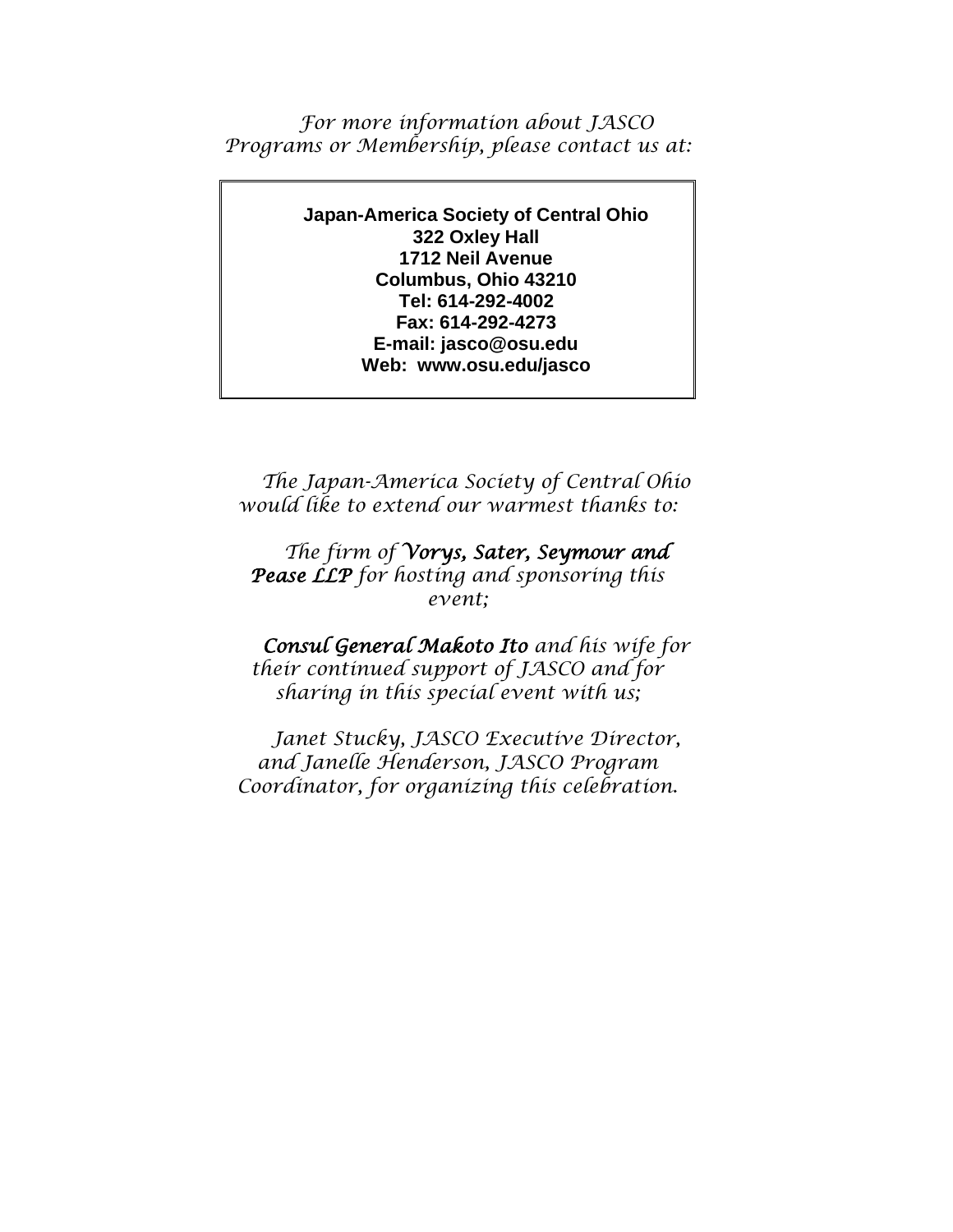*For more information about JASCO Programs or Membership, please contact us at:*

**Japan-America Society of Central Ohio**
**322 Oxley Hall**
**1712 Neil Avenue**
**Columbus, Ohio 43210**
**Tel: 614-292-4002**
**Fax: 614-292-4273**
**E-mail: jasco@osu.edu**
**Web: www.osu.edu/jasco**

*The Japan-America Society of Central Ohio would like to extend our warmest thanks to:*

*The firm of* ***Vorys, Sater, Seymour and Pease LLP*** *for hosting and sponsoring this event;*

***Consul General Makoto Ito*** *and his wife for their continued support of JASCO and for sharing in this special event with us;*

*Janet Stucky, JASCO Executive Director, and Janelle Henderson, JASCO Program Coordinator, for organizing this celebration.*